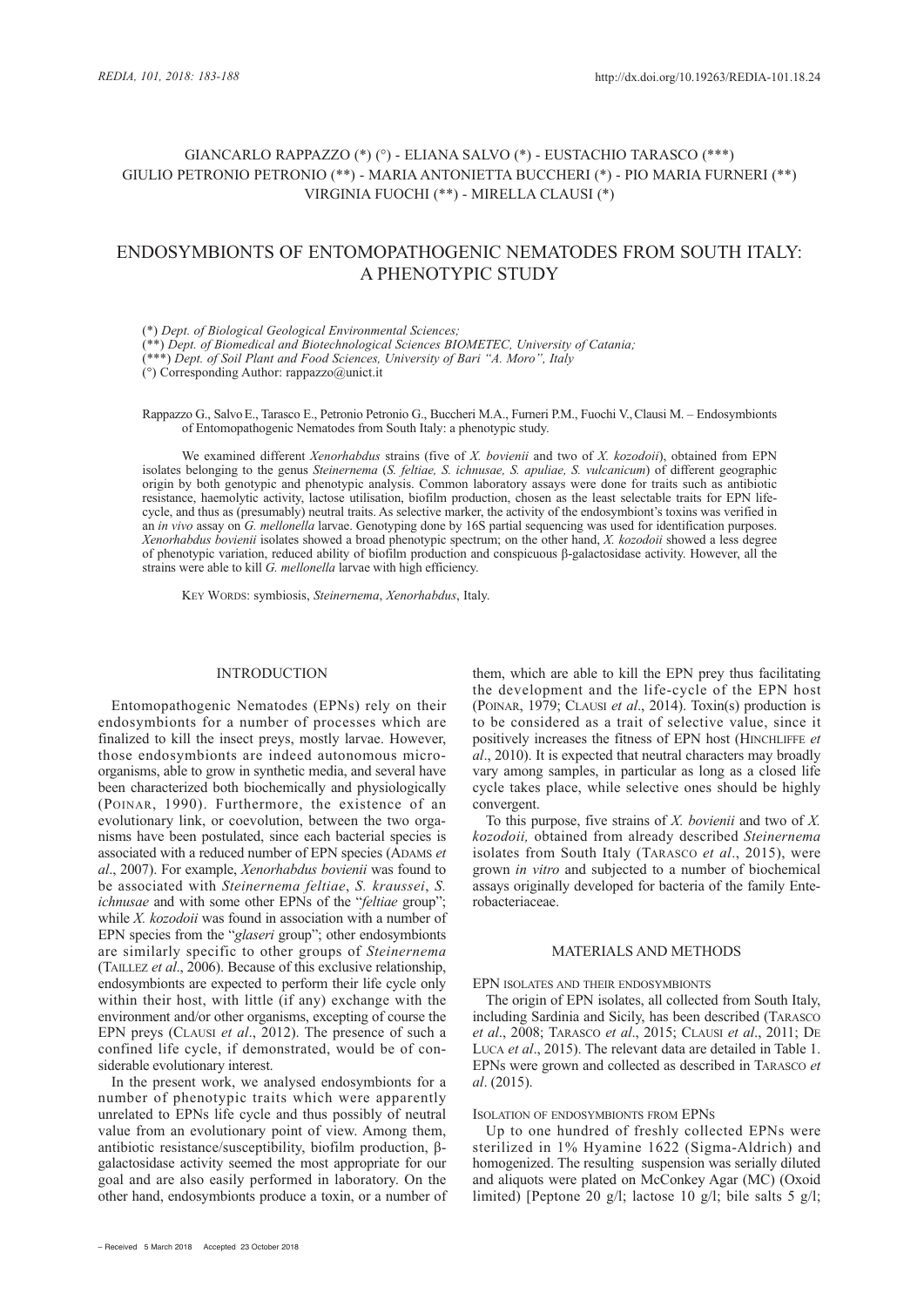GIANCARLO RAPPAZZO (*) (°) - ELIANA SALVO (*) - EUSTACHIO TARASCO (***)
GIULIO PETRONIO PETRONIO (**) - MARIA ANTONIETTA BUCCHERI (*) - PIO MARIA FURNERI (**)
VIRGINIA FUOCHI (**) - MIRELLA CLAUSI (*)

# ENDOSYMBIONTS OF ENTOMOPATHOGENIC NEMATODES FROM SOUTH ITALY: A PHENOTYPIC STUDY

(*) *Dept. of Biological Geological Environmental Sciences;*
(**) *Dept. of Biomedical and Biotechnological Sciences BIOMETEC, University of Catania;*
(***) *Dept. of Soil Plant and Food Sciences, University of Bari "A. Moro", Italy*
(°) Corresponding Author: rappazzo@unict.it

Rappazzo G., Salvo E., Tarasco E., Petronio Petronio G., Buccheri M.A., Furneri P.M., Fuochi V., Clausi M. – Endosymbionts of Entomopathogenic Nematodes from South Italy: a phenotypic study.

We examined different *Xenorhabdus* strains (five of *X. bovienii* and two of *X. kozodoii*), obtained from EPN isolates belonging to the genus *Steinernema* (*S. feltiae, S. ichnusae, S. apuliae, S. vulcanicum*) of different geographic origin by both genotypic and phenotypic analysis. Common laboratory assays were done for traits such as antibiotic resistance, haemolytic activity, lactose utilisation, biofilm production, chosen as the least selectable traits for EPN life-cycle, and thus as (presumably) neutral traits. As selective marker, the activity of the endosymbiont's toxins was verified in an *in vivo* assay on *G. mellonella* larvae. Genotyping done by 16S partial sequencing was used for identification purposes. *Xenorhabdus bovienii* isolates showed a broad phenotypic spectrum; on the other hand, *X. kozodoii* showed a less degree of phenotypic variation, reduced ability of biofilm production and conspicuous β-galactosidase activity. However, all the strains were able to kill *G. mellonella* larvae with high efficiency.

KEY WORDS: symbiosis, *Steinernema*, *Xenorhabdus*, Italy.

## INTRODUCTION

Entomopathogenic Nematodes (EPNs) rely on their endosymbionts for a number of processes which are finalized to kill the insect preys, mostly larvae. However, those endosymbionts are indeed autonomous microorganisms, able to grow in synthetic media, and several have been characterized both biochemically and physiologically (POINAR, 1990). Furthermore, the existence of an evolutionary link, or coevolution, between the two organisms have been postulated, since each bacterial species is associated with a reduced number of EPN species (ADAMS *et al*., 2007). For example, *Xenorhabdus bovienii* was found to be associated with *Steinernema feltiae*, *S. kraussei*, *S. ichnusae* and with some other EPNs of the "*feltiae* group"; while *X. kozodoii* was found in association with a number of EPN species from the "*glaseri* group"; other endosymbionts are similarly specific to other groups of *Steinernema* (TAILLEZ *et al*., 2006). Because of this exclusive relationship, endosymbionts are expected to perform their life cycle only within their host, with little (if any) exchange with the environment and/or other organisms, excepting of course the EPN preys (CLAUSI *et al*., 2012). The presence of such a confined life cycle, if demonstrated, would be of considerable evolutionary interest.

In the present work, we analysed endosymbionts for a number of phenotypic traits which were apparently unrelated to EPNs life cycle and thus possibly of neutral value from an evolutionary point of view. Among them, antibiotic resistance/susceptibility, biofilm production, β-galactosidase activity seemed the most appropriate for our goal and are also easily performed in laboratory. On the other hand, endosymbionts produce a toxin, or a number of them, which are able to kill the EPN prey thus facilitating the development and the life-cycle of the EPN host (POINAR, 1979; CLAUSI *et al*., 2014). Toxin(s) production is to be considered as a trait of selective value, since it positively increases the fitness of EPN host (HINCHLIFFE *et al*., 2010). It is expected that neutral characters may broadly vary among samples, in particular as long as a closed life cycle takes place, while selective ones should be highly convergent.

To this purpose, five strains of *X. bovienii* and two of *X. kozodoii,* obtained from already described *Steinernema* isolates from South Italy (TARASCO *et al*., 2015), were grown *in vitro* and subjected to a number of biochemical assays originally developed for bacteria of the family Enterobacteriaceae.

## MATERIALS AND METHODS

### EPN isolates and their endosymbionts

The origin of EPN isolates, all collected from South Italy, including Sardinia and Sicily, has been described (TARASCO *et al*., 2008; TARASCO *et al*., 2015; CLAUSI *et al*., 2011; DE LUCA *et al*., 2015). The relevant data are detailed in Table 1. EPNs were grown and collected as described in TARASCO *et al*. (2015).

### Isolation of endosymbionts from EPNs

Up to one hundred of freshly collected EPNs were sterilized in 1% Hyamine 1622 (Sigma-Aldrich) and homogenized. The resulting suspension was serially diluted and aliquots were plated on McConkey Agar (MC) (Oxoid limited) [Peptone 20 g/l; lactose 10 g/l; bile salts 5 g/l;

– Received 5 March 2018 Accepted 23 October 2018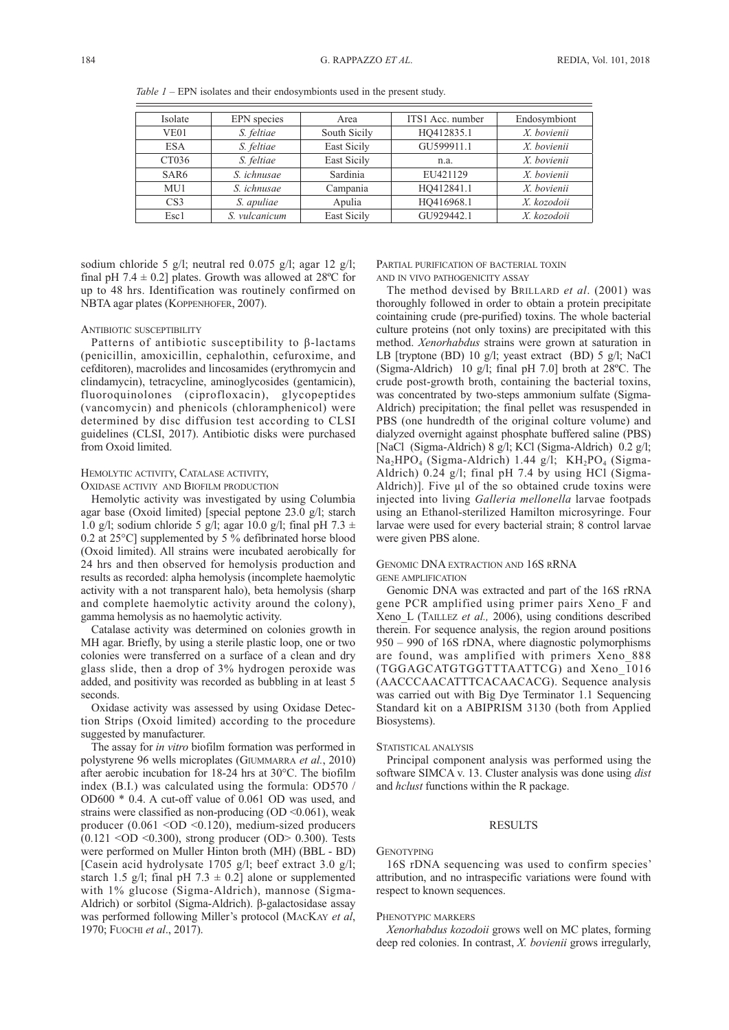*Table 1* – EPN isolates and their endosymbionts used in the present study.

| Isolate | EPN species | Area | ITS1 Acc. number | Endosymbiont |
|---|---|---|---|---|
| VE01 | *S. feltiae* | South Sicily | HQ412835.1 | *X. bovienii* |
| ESA | *S. feltiae* | East Sicily | GU599911.1 | *X. bovienii* |
| CT036 | *S. feltiae* | East Sicily | n.a. | *X. bovienii* |
| SAR6 | *S. ichnusae* | Sardinia | EU421129 | *X. bovienii* |
| MU1 | *S. ichnusae* | Campania | HQ412841.1 | *X. bovienii* |
| CS3 | *S. apuliae* | Apulia | HQ416968.1 | *X. kozodoii* |
| Esc1 | *S. vulcanicum* | East Sicily | GU929442.1 | *X. kozodoii* |

sodium chloride 5 g/l; neutral red 0.075 g/l; agar 12 g/l; final pH 7.4 ± 0.2] plates. Growth was allowed at 28ºC for up to 48 hrs. Identification was routinely confirmed on NBTA agar plates (KOPPENHOFER, 2007).

### ANTIBIOTIC SUSCEPTIBILITY

Patterns of antibiotic susceptibility to β-lactams (penicillin, amoxicillin, cephalothin, cefuroxime, and cefditoren), macrolides and lincosamides (erythromycin and clindamycin), tetracycline, aminoglycosides (gentamicin), fluoroquinolones (ciprofloxacin), glycopeptides (vancomycin) and phenicols (chloramphenicol) were determined by disc diffusion test according to CLSI guidelines (CLSI, 2017). Antibiotic disks were purchased from Oxoid limited.

### HEMOLYTIC ACTIVITY, CATALASE ACTIVITY, OXIDASE ACTIVIY AND BIOFILM PRODUCTION

Hemolytic activity was investigated by using Columbia agar base (Oxoid limited) [special peptone 23.0 g/l; starch 1.0 g/l; sodium chloride 5 g/l; agar 10.0 g/l; final pH 7.3 ± 0.2 at 25°C] supplemented by 5 % defibrinated horse blood (Oxoid limited). All strains were incubated aerobically for 24 hrs and then observed for hemolysis production and results as recorded: alpha hemolysis (incomplete haemolytic activity with a not transparent halo), beta hemolysis (sharp and complete haemolytic activity around the colony), gamma hemolysis as no haemolytic activity.

Catalase activity was determined on colonies growth in MH agar. Briefly, by using a sterile plastic loop, one or two colonies were transferred on a surface of a clean and dry glass slide, then a drop of 3% hydrogen peroxide was added, and positivity was recorded as bubbling in at least 5 seconds.

Oxidase activity was assessed by using Oxidase Detection Strips (Oxoid limited) according to the procedure suggested by manufacturer.

The assay for *in vitro* biofilm formation was performed in polystyrene 96 wells microplates (GIUMMARRA *et al.*, 2010) after aerobic incubation for 18-24 hrs at 30°C. The biofilm index (B.I.) was calculated using the formula: OD570 / OD600 * 0.4. A cut-off value of 0.061 OD was used, and strains were classified as non-producing (OD <0.061), weak producer (0.061 <OD <0.120), medium-sized producers (0.121 <OD <0.300), strong producer (OD> 0.300). Tests were performed on Muller Hinton broth (MH) (BBL - BD) [Casein acid hydrolysate 1705 g/l; beef extract 3.0 g/l; starch 1.5 g/l; final pH 7.3 ± 0.2] alone or supplemented with 1% glucose (Sigma-Aldrich), mannose (Sigma-Aldrich) or sorbitol (Sigma-Aldrich). β-galactosidase assay was performed following Miller's protocol (MACKAY *et al*, 1970; FUOCHI *et al*., 2017).

### PARTIAL PURIFICATION OF BACTERIAL TOXIN AND IN VIVO PATHOGENICITY ASSAY

The method devised by BRILLARD *et al*. (2001) was thoroughly followed in order to obtain a protein precipitate cointaining crude (pre-purified) toxins. The whole bacterial culture proteins (not only toxins) are precipitated with this method. *Xenorhabdus* strains were grown at saturation in LB [tryptone (BD) 10 g/l; yeast extract (BD) 5 g/l; NaCl (Sigma-Aldrich) 10 g/l; final pH 7.0] broth at 28ºC. The crude post-growth broth, containing the bacterial toxins, was concentrated by two-steps ammonium sulfate (Sigma-Aldrich) precipitation; the final pellet was resuspended in PBS (one hundredth of the original colture volume) and dialyzed overnight against phosphate buffered saline (PBS) [NaCl (Sigma-Aldrich) 8 g/l; KCl (Sigma-Aldrich) 0.2 g/l; $Na_2HPO_4$ (Sigma-Aldrich) 1.44 g/l; $KH_2PO_4$ (Sigma-Aldrich) 0.24 g/l; final pH 7.4 by using HCl (Sigma-Aldrich)]. Five µl of the so obtained crude toxins were injected into living *Galleria mellonella* larvae footpads using an Ethanol-sterilized Hamilton microsyringe. Four larvae were used for every bacterial strain; 8 control larvae were given PBS alone.

### GENOMIC DNA EXTRACTION AND 16S RRNA GENE AMPLIFICATION

Genomic DNA was extracted and part of the 16S rRNA gene PCR amplified using primer pairs Xeno_F and Xeno_L (TAILLEZ *et al.,* 2006), using conditions described therein. For sequence analysis, the region around positions 950 – 990 of 16S rDNA, where diagnostic polymorphisms are found, was amplified with primers Xeno_888 (TGGAGCATGTGGTTTAATTCG) and Xeno_1016 (AACCCAACATTTCACAACACG). Sequence analysis was carried out with Big Dye Terminator 1.1 Sequencing Standard kit on a ABIPRISM 3130 (both from Applied Biosystems).

### STATISTICAL ANALYSIS

Principal component analysis was performed using the software SIMCA v. 13. Cluster analysis was done using *dist* and *hclust* functions within the R package.

## RESULTS

### GENOTYPING

16S rDNA sequencing was used to confirm species' attribution, and no intraspecific variations were found with respect to known sequences.

### PHENOTYPIC MARKERS

*Xenorhabdus kozodoii* grows well on MC plates, forming deep red colonies. In contrast, *X. bovienii* grows irregularly,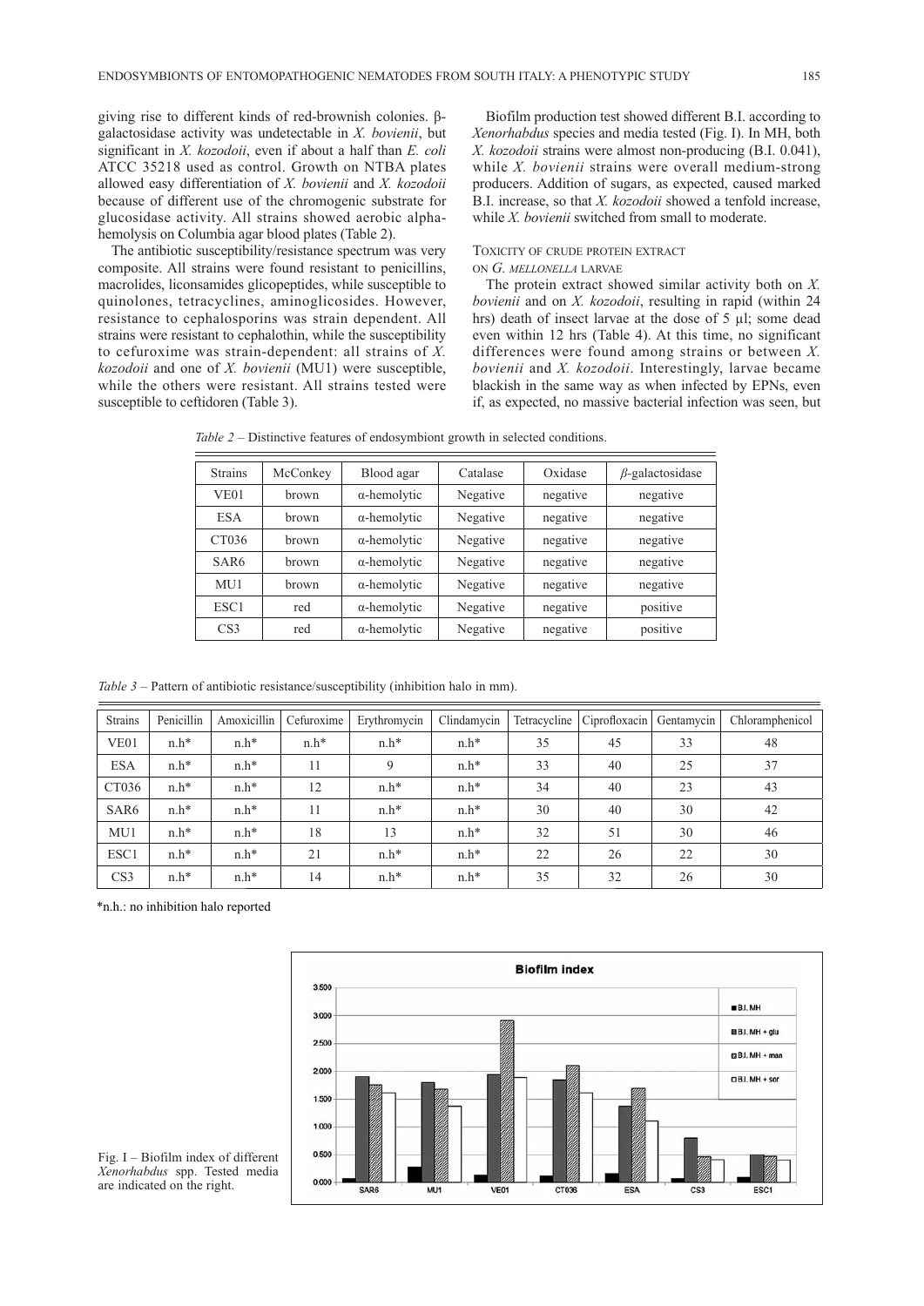giving rise to different kinds of red-brownish colonies. β-galactosidase activity was undetectable in *X. bovienii*, but significant in *X. kozodoii*, even if about a half than *E. coli* ATCC 35218 used as control. Growth on NTBA plates allowed easy differentiation of *X. bovienii* and *X. kozodoii* because of different use of the chromogenic substrate for glucosidase activity. All strains showed aerobic alpha-hemolysis on Columbia agar blood plates (Table 2).

The antibiotic susceptibility/resistance spectrum was very composite. All strains were found resistant to penicillins, macrolides, liconsamides glicopeptides, while susceptible to quinolones, tetracyclines, aminoglicosides. However, resistance to cephalosporins was strain dependent. All strains were resistant to cephalothin, while the susceptibility to cefuroxime was strain-dependent: all strains of *X. kozodoii* and one of *X. bovienii* (MU1) were susceptible, while the others were resistant. All strains tested were susceptible to ceftidoren (Table 3).

Biofilm production test showed different B.I. according to *Xenorhabdus* species and media tested (Fig. I). In MH, both *X. kozodoii* strains were almost non-producing (B.I. 0.041), while *X. bovienii* strains were overall medium-strong producers. Addition of sugars, as expected, caused marked B.I. increase, so that *X. kozodoii* showed a tenfold increase, while *X. bovienii* switched from small to moderate.

### Toxicity of crude protein extract on *G. mellonella* larvae

The protein extract showed similar activity both on *X. bovienii* and on *X. kozodoii*, resulting in rapid (within 24 hrs) death of insect larvae at the dose of 5 µl; some dead even within 12 hrs (Table 4). At this time, no significant differences were found among strains or between *X. bovienii* and *X. kozodoii*. Interestingly, larvae became blackish in the same way as when infected by EPNs, even if, as expected, no massive bacterial infection was seen, but

*Table 2* – Distinctive features of endosymbiont growth in selected conditions.

| Strains | McConkey | Blood agar | Catalase | Oxidase | *β*-galactosidase |
|---|---|---|---|---|---|
| VE01 | brown | α-hemolytic | Negative | negative | negative |
| ESA | brown | α-hemolytic | Negative | negative | negative |
| CT036 | brown | α-hemolytic | Negative | negative | negative |
| SAR6 | brown | α-hemolytic | Negative | negative | negative |
| MU1 | brown | α-hemolytic | Negative | negative | negative |
| ESC1 | red | α-hemolytic | Negative | negative | positive |
| CS3 | red | α-hemolytic | Negative | negative | positive |

*Table 3* – Pattern of antibiotic resistance/susceptibility (inhibition halo in mm).

| Strains | Penicillin | Amoxicillin | Cefuroxime | Erythromycin | Clindamycin | Tetracycline | Ciprofloxacin | Gentamycin | Chloramphenicol |
|---|---|---|---|---|---|---|---|---|---|
| VE01 | n.h* | n.h* | n.h* | n.h* | n.h* | 35 | 45 | 33 | 48 |
| ESA | n.h* | n.h* | 11 | 9 | n.h* | 33 | 40 | 25 | 37 |
| CT036 | n.h* | n.h* | 12 | n.h* | n.h* | 34 | 40 | 23 | 43 |
| SAR6 | n.h* | n.h* | 11 | n.h* | n.h* | 30 | 40 | 30 | 42 |
| MU1 | n.h* | n.h* | 18 | 13 | n.h* | 32 | 51 | 30 | 46 |
| ESC1 | n.h* | n.h* | 21 | n.h* | n.h* | 22 | 26 | 22 | 30 |
| CS3 | n.h* | n.h* | 14 | n.h* | n.h* | 35 | 32 | 26 | 30 |

*n.h.: no inhibition halo reported

Fig. I – Biofilm index of different *Xenorhabdus* spp. Tested media are indicated on the right.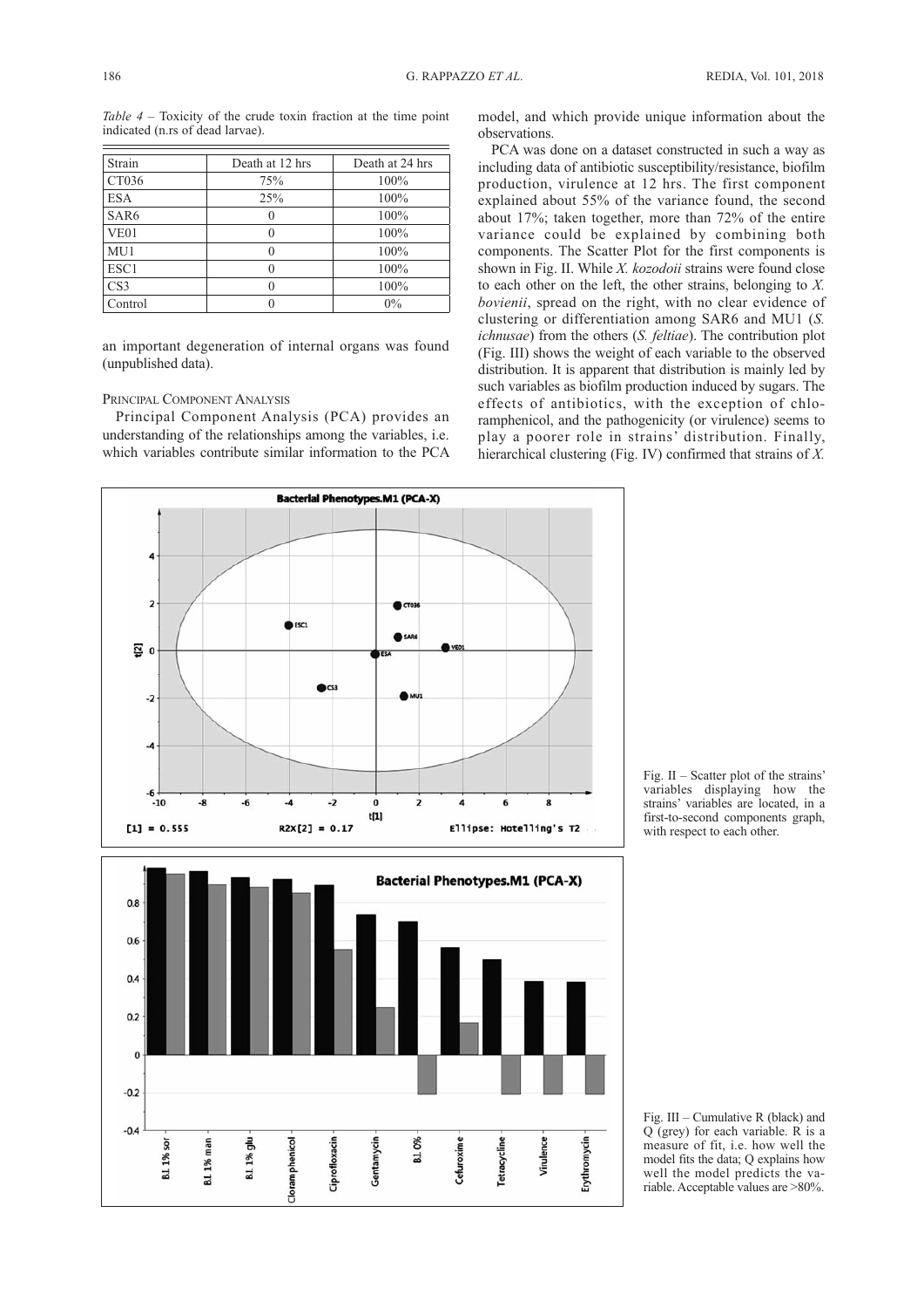*Table 4* – Toxicity of the crude toxin fraction at the time point indicated (n.rs of dead larvae).

| Strain | Death at 12 hrs | Death at 24 hrs |
|---|---|---|
| CT036 | 75% | 100% |
| ESA | 25% | 100% |
| SAR6 | 0 | 100% |
| VE01 | 0 | 100% |
| MU1 | 0 | 100% |
| ESC1 | 0 | 100% |
| CS3 | 0 | 100% |
| Control | 0 | 0% |

an important degeneration of internal organs was found (unpublished data).

### PRINCIPAL COMPONENT ANALYSIS

Principal Component Analysis (PCA) provides an understanding of the relationships among the variables, i.e. which variables contribute similar information to the PCA model, and which provide unique information about the observations.

PCA was done on a dataset constructed in such a way as including data of antibiotic susceptibility/resistance, biofilm production, virulence at 12 hrs. The first component explained about 55% of the variance found, the second about 17%; taken together, more than 72% of the entire variance could be explained by combining both components. The Scatter Plot for the first components is shown in Fig. II. While *X. kozodoii* strains were found close to each other on the left, the other strains, belonging to *X. bovienii*, spread on the right, with no clear evidence of clustering or differentiation among SAR6 and MU1 (*S. ichnusae*) from the others (*S. feltiae*). The contribution plot (Fig. III) shows the weight of each variable to the observed distribution. It is apparent that distribution is mainly led by such variables as biofilm production induced by sugars. The effects of antibiotics, with the exception of chloramphenicol, and the pathogenicity (or virulence) seems to play a poorer role in strains' distribution. Finally, hierarchical clustering (Fig. IV) confirmed that strains of *X.*

Fig. II – Scatter plot of the strains' variables displaying how the strains' variables are located, in a first-to-second components graph, with respect to each other.

Fig. III – Cumulative R (black) and Q (grey) for each variable. R is a measure of fit, i.e. how well the model fits the data; Q explains how well the model predicts the variable. Acceptable values are >80%.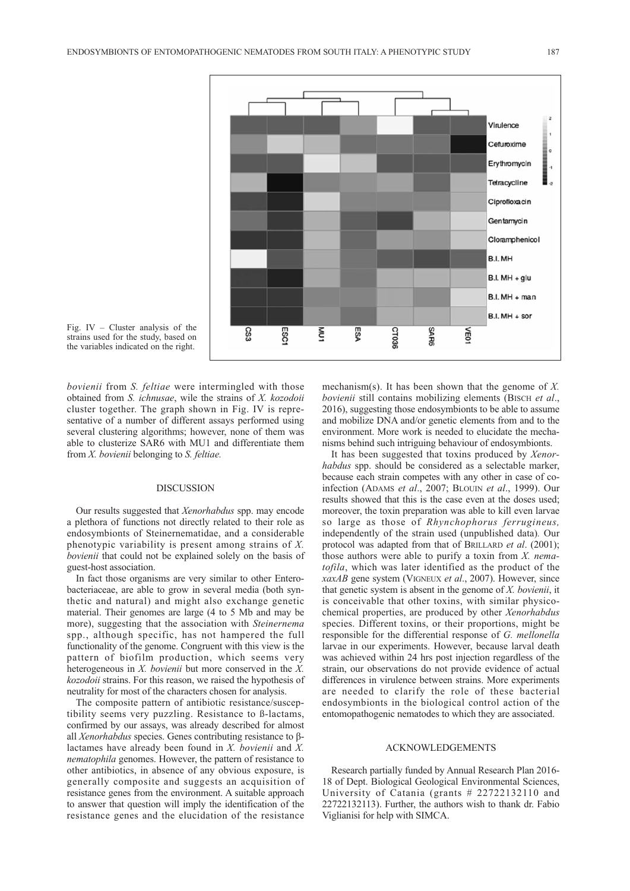Fig. IV – Cluster analysis of the strains used for the study, based on the variables indicated on the right.

*bovienii* from *S. feltiae* were intermingled with those obtained from *S. ichnusae*, wile the strains of *X. kozodoii* cluster together. The graph shown in Fig. IV is representative of a number of different assays performed using several clustering algorithms; however, none of them was able to clusterize SAR6 with MU1 and differentiate them from *X. bovienii* belonging to *S. feltiae.*

## DISCUSSION

Our results suggested that *Xenorhabdus* spp. may encode a plethora of functions not directly related to their role as endosymbionts of Steinernematidae, and a considerable phenotypic variability is present among strains of *X. bovienii* that could not be explained solely on the basis of guest-host association.

In fact those organisms are very similar to other Enterobacteriaceae, are able to grow in several media (both synthetic and natural) and might also exchange genetic material. Their genomes are large (4 to 5 Mb and may be more), suggesting that the association with *Steinernema* spp., although specific, has not hampered the full functionality of the genome. Congruent with this view is the pattern of biofilm production, which seems very heterogeneous in *X. bovienii* but more conserved in the *X. kozodoii* strains. For this reason, we raised the hypothesis of neutrality for most of the characters chosen for analysis.

The composite pattern of antibiotic resistance/susceptibility seems very puzzling. Resistance to ß-lactams, confirmed by our assays, was already described for almost all *Xenorhabdus* species. Genes contributing resistance to β-lactames have already been found in *X. bovienii* and *X. nematophila* genomes. However, the pattern of resistance to other antibiotics, in absence of any obvious exposure, is generally composite and suggests an acquisition of resistance genes from the environment. A suitable approach to answer that question will imply the identification of the resistance genes and the elucidation of the resistance mechanism(s). It has been shown that the genome of *X. bovienii* still contains mobilizing elements (Bisch *et al*., 2016), suggesting those endosymbionts to be able to assume and mobilize DNA and/or genetic elements from and to the environment. More work is needed to elucidate the mechanisms behind such intriguing behaviour of endosymbionts.

It has been suggested that toxins produced by *Xenorhabdus* spp. should be considered as a selectable marker, because each strain competes with any other in case of co-infection (Adams *et al*., 2007; Blouin *et al*., 1999). Our results showed that this is the case even at the doses used; moreover, the toxin preparation was able to kill even larvae so large as those of *Rhynchophorus ferrugineus,* independently of the strain used (unpublished data). Our protocol was adapted from that of Brillard *et al*. (2001); those authors were able to purify a toxin from *X. nematofila*, which was later identified as the product of the *xaxAB* gene system (Vigneux *et al*., 2007). However, since that genetic system is absent in the genome of *X. bovienii*, it is conceivable that other toxins, with similar physicochemical properties, are produced by other *Xenorhabdus* species. Different toxins, or their proportions, might be responsible for the differential response of *G. mellonella* larvae in our experiments. However, because larval death was achieved within 24 hrs post injection regardless of the strain, our observations do not provide evidence of actual differences in virulence between strains. More experiments are needed to clarify the role of these bacterial endosymbionts in the biological control action of the entomopathogenic nematodes to which they are associated.

## ACKNOWLEDGEMENTS

Research partially funded by Annual Research Plan 2016-18 of Dept. Biological Geological Environmental Sciences, University of Catania (grants # 22722132110 and 22722132113). Further, the authors wish to thank dr. Fabio Viglianisi for help with SIMCA.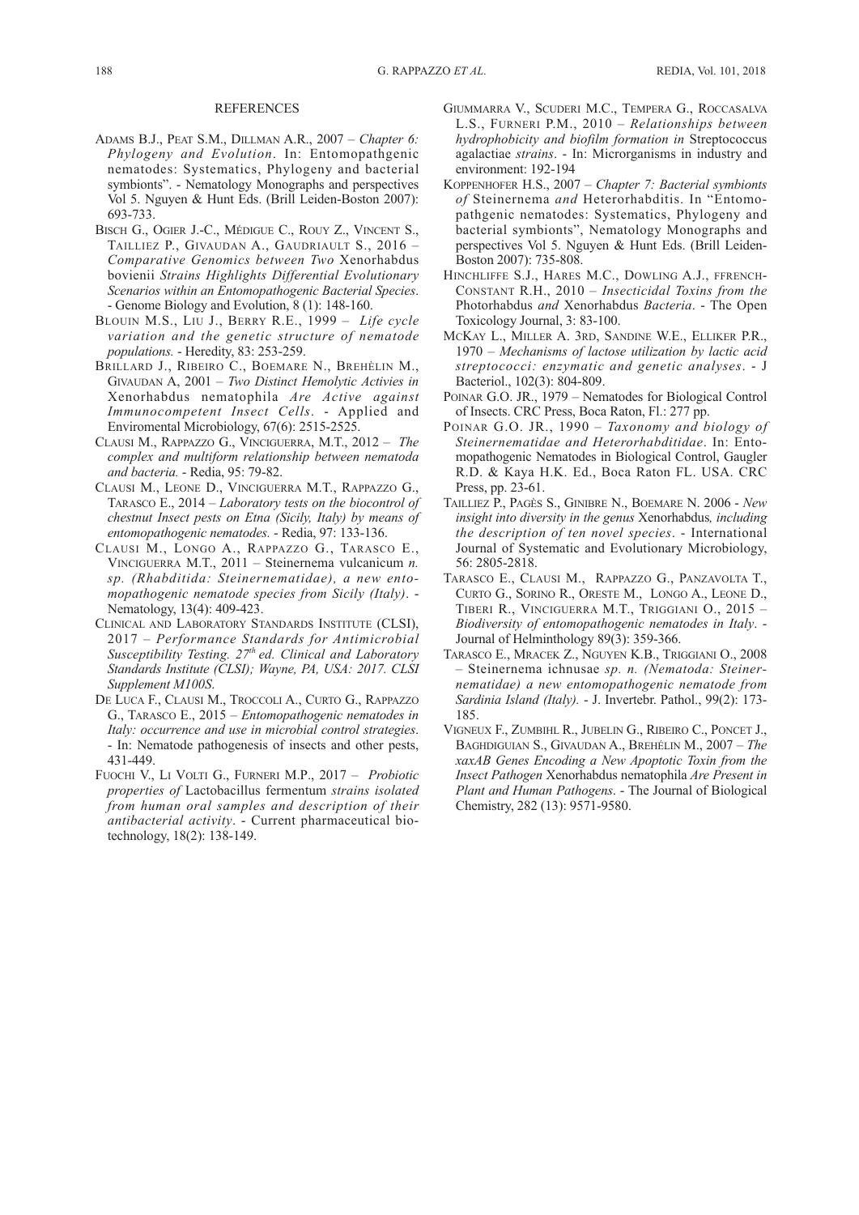## REFERENCES

ADAMS B.J., PEAT S.M., DILLMAN A.R., 2007 – *Chapter 6: Phylogeny and Evolution*. In: Entomopathgenic nematodes: Systematics, Phylogeny and bacterial symbionts". - Nematology Monographs and perspectives Vol 5. Nguyen & Hunt Eds. (Brill Leiden-Boston 2007): 693-733.

BISCH G., OGIER J.-C., MÉDIGUE C., ROUY Z., VINCENT S., TAILLIEZ P., GIVAUDAN A., GAUDRIAULT S., 2016 – *Comparative Genomics between Two* Xenorhabdus bovienii *Strains Highlights Differential Evolutionary Scenarios within an Entomopathogenic Bacterial Species*. - Genome Biology and Evolution, 8 (1): 148-160.

BLOUIN M.S., LIU J., BERRY R.E., 1999 – *Life cycle variation and the genetic structure of nematode populations.* - Heredity, 83: 253-259.

BRILLARD J., RIBEIRO C., BOEMARE N., BREHÈLIN M., GIVAUDAN A, 2001 – *Two Distinct Hemolytic Activies in* Xenorhabdus nematophila *Are Active against Immunocompetent Insect Cells.* - Applied and Enviromental Microbiology, 67(6): 2515-2525.

CLAUSI M., RAPPAZZO G., VINCIGUERRA, M.T., 2012 – *The complex and multiform relationship between nematoda and bacteria.* - Redia, 95: 79-82.

CLAUSI M., LEONE D., VINCIGUERRA M.T., RAPPAZZO G., TARASCO E., 2014 – *Laboratory tests on the biocontrol of chestnut Insect pests on Etna (Sicily, Italy) by means of entomopathogenic nematodes.* - Redia, 97: 133-136.

CLAUSI M., LONGO A., RAPPAZZO G., TARASCO E., VINCIGUERRA M.T., 2011 – Steinernema vulcanicum *n. sp. (Rhabditida: Steinernematidae), a new entomopathogenic nematode species from Sicily (Italy)*. - Nematology, 13(4): 409-423.

CLINICAL AND LABORATORY STANDARDS INSTITUTE (CLSI), 2017 – *Performance Standards for Antimicrobial Susceptibility Testing. 27th ed. Clinical and Laboratory Standards Institute (CLSI); Wayne, PA, USA: 2017. CLSI Supplement M100S.*

DE LUCA F., CLAUSI M., TROCCOLI A., CURTO G., RAPPAZZO G., TARASCO E., 2015 – *Entomopathogenic nematodes in Italy: occurrence and use in microbial control strategies*. - In: Nematode pathogenesis of insects and other pests, 431-449.

FUOCHI V., LI VOLTI G., FURNERI M.P., 2017 – *Probiotic properties of* Lactobacillus fermentum *strains isolated from human oral samples and description of their antibacterial activity*. - Current pharmaceutical biotechnology, 18(2): 138-149.

GIUMMARRA V., SCUDERI M.C., TEMPERA G., ROCCASALVA L.S., FURNERI P.M., 2010 – *Relationships between hydrophobicity and biofilm formation in* Streptococcus agalactiae *strains*. - In: Microrganisms in industry and environment: 192-194

KOPPENHOFER H.S., 2007 – *Chapter 7: Bacterial symbionts of* Steinernema *and* Heterorhabditis. In "Entomopathgenic nematodes: Systematics, Phylogeny and bacterial symbionts", Nematology Monographs and perspectives Vol 5. Nguyen & Hunt Eds. (Brill Leiden-Boston 2007): 735-808.

HINCHLIFFE S.J., HARES M.C., DOWLING A.J., FFRENCH-CONSTANT R.H., 2010 – *Insecticidal Toxins from the* Photorhabdus *and* Xenorhabdus *Bacteria*. - The Open Toxicology Journal, 3: 83-100.

MCKAY L., MILLER A. 3RD, SANDINE W.E., ELLIKER P.R., 1970 – *Mechanisms of lactose utilization by lactic acid streptococci: enzymatic and genetic analyses*. - J Bacteriol., 102(3): 804-809.

POINAR G.O. JR., 1979 – Nematodes for Biological Control of Insects. CRC Press, Boca Raton, Fl.: 277 pp.

POINAR G.O. JR., 1990 – *Taxonomy and biology of Steinernematidae and Heterorhabditidae*. In: Entomopathogenic Nematodes in Biological Control, Gaugler R.D. & Kaya H.K. Ed., Boca Raton FL. USA. CRC Press, pp. 23-61.

TAILLIEZ P., PAGÈS S., GINIBRE N., BOEMARE N. 2006 - *New insight into diversity in the genus* Xenorhabdus*, including the description of ten novel species*. - International Journal of Systematic and Evolutionary Microbiology, 56: 2805-2818.

TARASCO E., CLAUSI M., RAPPAZZO G., PANZAVOLTA T., CURTO G., SORINO R., ORESTE M., LONGO A., LEONE D., TIBERI R., VINCIGUERRA M.T., TRIGGIANI O., 2015 – *Biodiversity of entomopathogenic nematodes in Italy*. - Journal of Helminthology 89(3): 359-366.

TARASCO E., MRACEK Z., NGUYEN K.B., TRIGGIANI O., 2008 – Steinernema ichnusae *sp. n. (Nematoda: Steinernematidae) a new entomopathogenic nematode from Sardinia Island (Italy).* - J. Invertebr. Pathol., 99(2): 173-185.

VIGNEUX F., ZUMBIHL R., JUBELIN G., RIBEIRO C., PONCET J., BAGHDIGUIAN S., GIVAUDAN A., BREHÉLIN M., 2007 – *The xaxAB Genes Encoding a New Apoptotic Toxin from the Insect Pathogen* Xenorhabdus nematophila *Are Present in Plant and Human Pathogens*. - The Journal of Biological Chemistry, 282 (13): 9571-9580.